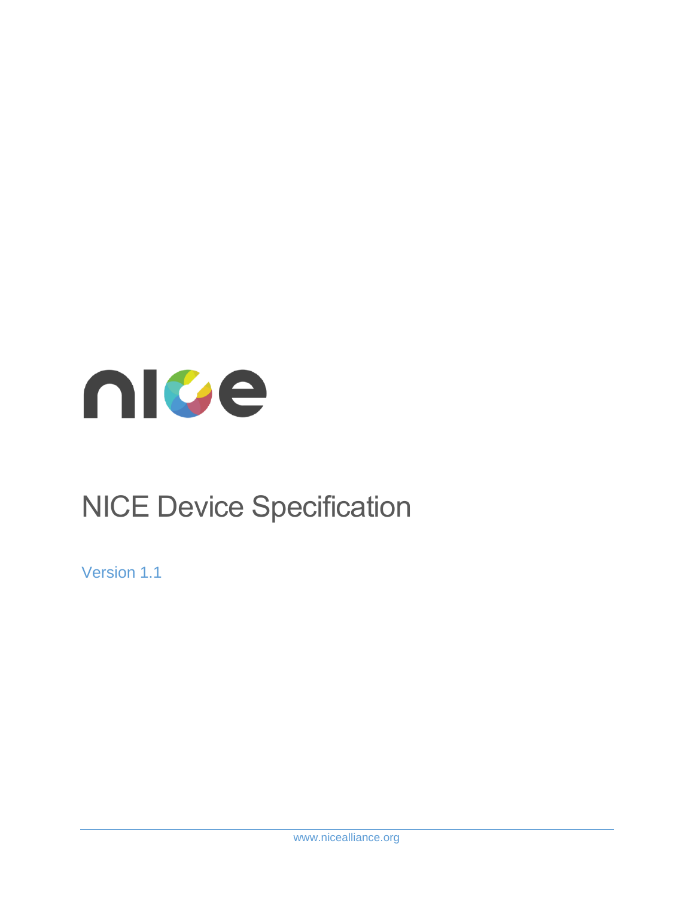nice

# NICE Device Specification

Version 1.1

www.nicealliance.org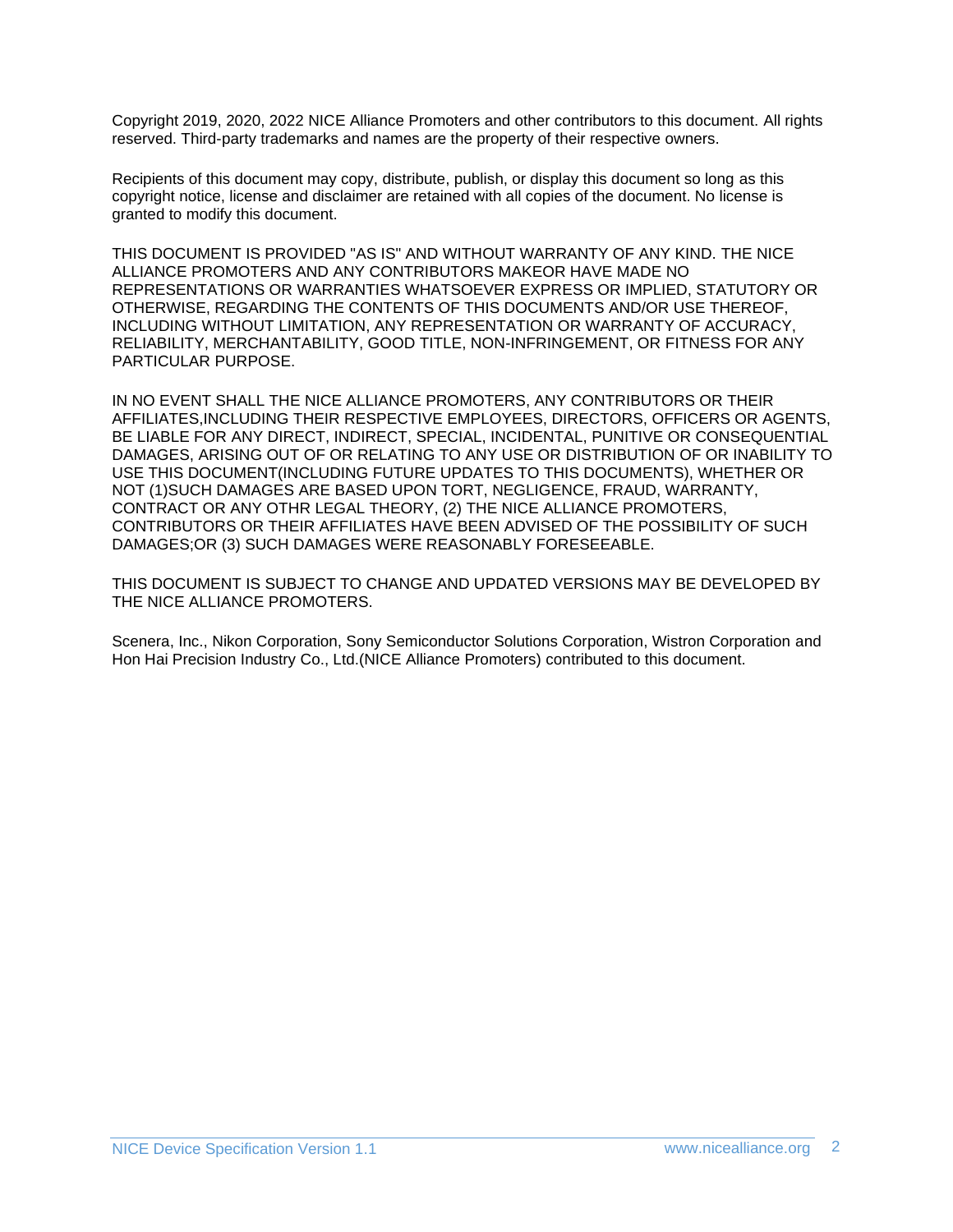Copyright 2019, 2020, 2022 NICE Alliance Promoters and other contributors to this document. All rights reserved. Third-party trademarks and names are the property of their respective owners.

Recipients of this document may copy, distribute, publish, or display this document so long as this copyright notice, license and disclaimer are retained with all copies of the document. No license is granted to modify this document.

THIS DOCUMENT IS PROVIDED "AS IS" AND WITHOUT WARRANTY OF ANY KIND. THE NICE ALLIANCE PROMOTERS AND ANY CONTRIBUTORS MAKEOR HAVE MADE NO REPRESENTATIONS OR WARRANTIES WHATSOEVER EXPRESS OR IMPLIED, STATUTORY OR OTHERWISE, REGARDING THE CONTENTS OF THIS DOCUMENTS AND/OR USE THEREOF, INCLUDING WITHOUT LIMITATION, ANY REPRESENTATION OR WARRANTY OF ACCURACY, RELIABILITY, MERCHANTABILITY, GOOD TITLE, NON-INFRINGEMENT, OR FITNESS FOR ANY PARTICULAR PURPOSE.

IN NO EVENT SHALL THE NICE ALLIANCE PROMOTERS, ANY CONTRIBUTORS OR THEIR AFFILIATES,INCLUDING THEIR RESPECTIVE EMPLOYEES, DIRECTORS, OFFICERS OR AGENTS, BE LIABLE FOR ANY DIRECT, INDIRECT, SPECIAL, INCIDENTAL, PUNITIVE OR CONSEQUENTIAL DAMAGES, ARISING OUT OF OR RELATING TO ANY USE OR DISTRIBUTION OF OR INABILITY TO USE THIS DOCUMENT(INCLUDING FUTURE UPDATES TO THIS DOCUMENTS), WHETHER OR NOT (1)SUCH DAMAGES ARE BASED UPON TORT, NEGLIGENCE, FRAUD, WARRANTY, CONTRACT OR ANY OTHR LEGAL THEORY, (2) THE NICE ALLIANCE PROMOTERS, CONTRIBUTORS OR THEIR AFFILIATES HAVE BEEN ADVISED OF THE POSSIBILITY OF SUCH DAMAGES;OR (3) SUCH DAMAGES WERE REASONABLY FORESEEABLE.

THIS DOCUMENT IS SUBJECT TO CHANGE AND UPDATED VERSIONS MAY BE DEVELOPED BY THE NICE ALLIANCE PROMOTERS.

Scenera, Inc., Nikon Corporation, Sony Semiconductor Solutions Corporation, Wistron Corporation and Hon Hai Precision Industry Co., Ltd.(NICE Alliance Promoters) contributed to this document.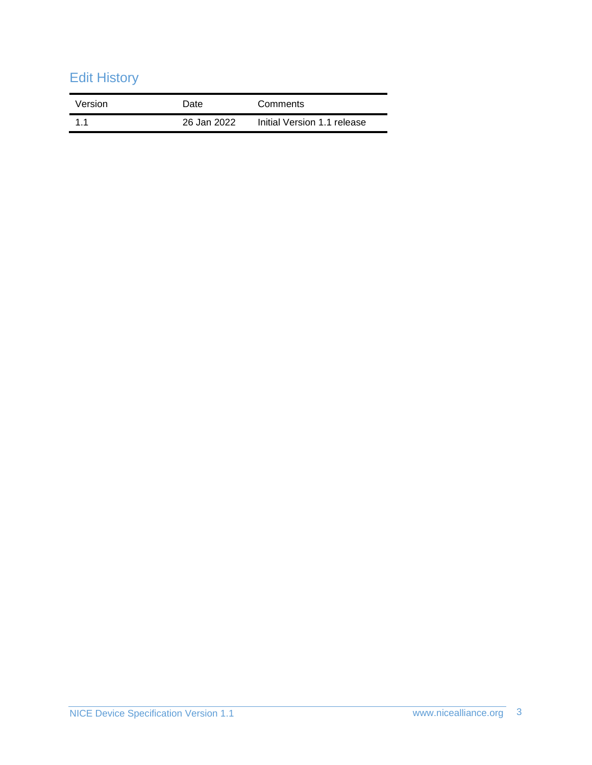## Edit History

| Version | Date | Comments |
|---|---|---|
| 1.1 | 26 Jan 2022 | Initial Version 1.1 release |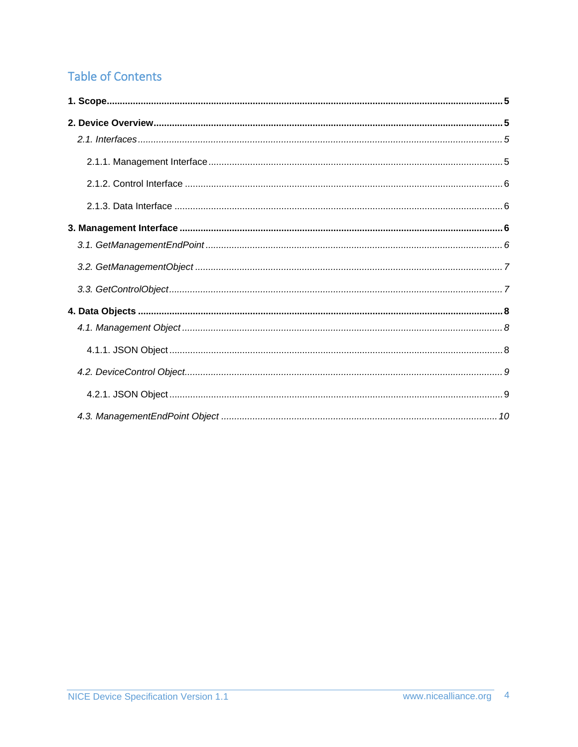# Table of Contents

**1. Scope** ........................................................................................................ **5**

**2. Device Overview** ......................................................................................... **5**

*2.1. Interfaces* ........................................................................................................ *5*

2.1.1. Management Interface ............................................................................ 5

2.1.2. Control Interface ...................................................................................... 6

2.1.3. Data Interface .......................................................................................... 6

**3. Management Interface** ................................................................................. **6**

*3.1. GetManagementEndPoint* ............................................................................ *6*

*3.2. GetManagementObject* ................................................................................ *7*

*3.3. GetControlObject* ......................................................................................... *7*

**4. Data Objects** ................................................................................................. **8**

*4.1. Management Object* ..................................................................................... *8*

4.1.1. JSON Object ............................................................................................ 8

*4.2. DeviceControl Object* ................................................................................... *9*

4.2.1. JSON Object ............................................................................................ 9

*4.3. ManagementEndPoint Object* ..................................................................... *10*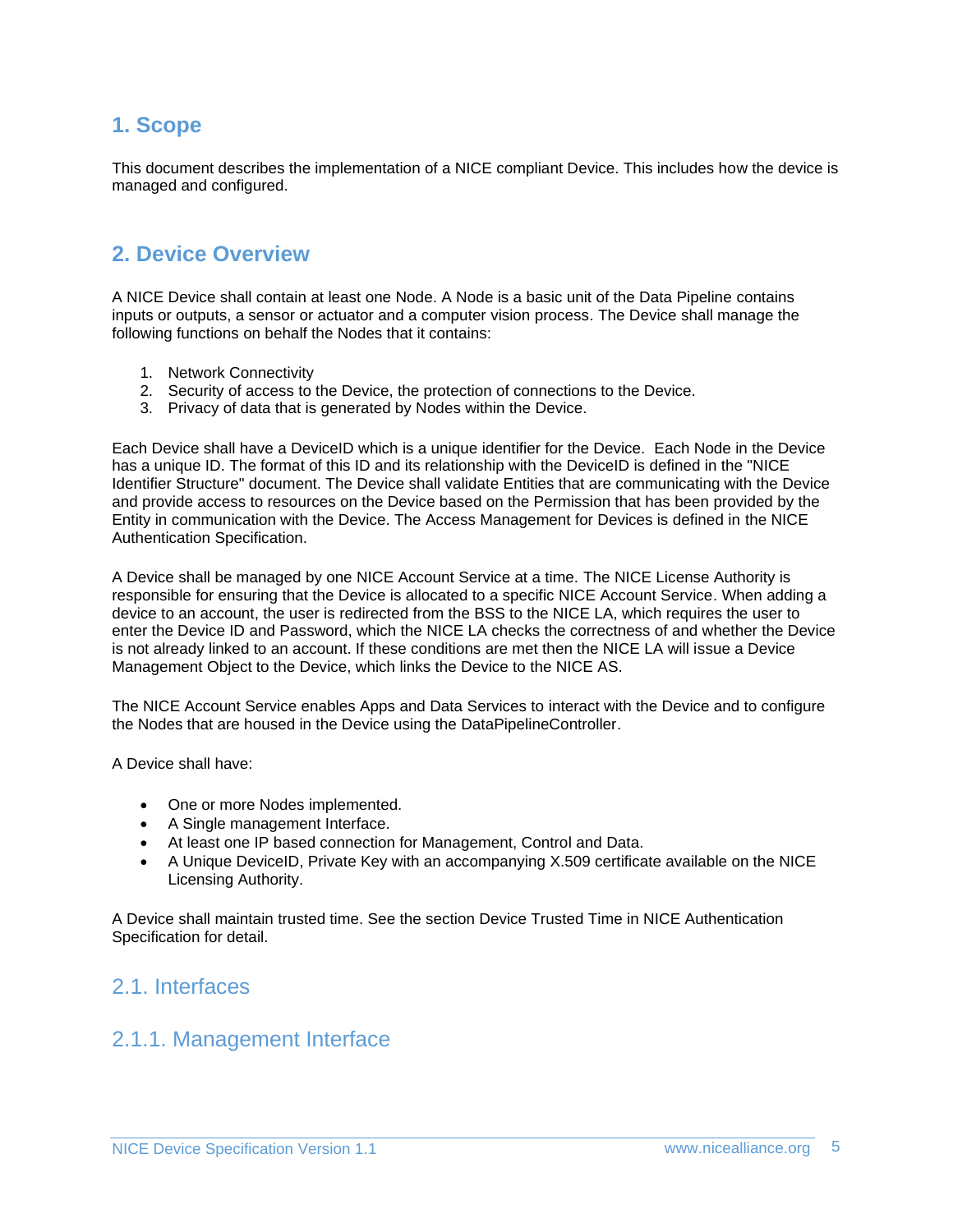# 1. Scope

This document describes the implementation of a NICE compliant Device. This includes how the device is managed and configured.

# 2. Device Overview

A NICE Device shall contain at least one Node. A Node is a basic unit of the Data Pipeline contains inputs or outputs, a sensor or actuator and a computer vision process. The Device shall manage the following functions on behalf the Nodes that it contains:

1. Network Connectivity
2. Security of access to the Device, the protection of connections to the Device.
3. Privacy of data that is generated by Nodes within the Device.

Each Device shall have a DeviceID which is a unique identifier for the Device. Each Node in the Device has a unique ID. The format of this ID and its relationship with the DeviceID is defined in the "NICE Identifier Structure" document. The Device shall validate Entities that are communicating with the Device and provide access to resources on the Device based on the Permission that has been provided by the Entity in communication with the Device. The Access Management for Devices is defined in the NICE Authentication Specification.

A Device shall be managed by one NICE Account Service at a time. The NICE License Authority is responsible for ensuring that the Device is allocated to a specific NICE Account Service. When adding a device to an account, the user is redirected from the BSS to the NICE LA, which requires the user to enter the Device ID and Password, which the NICE LA checks the correctness of and whether the Device is not already linked to an account. If these conditions are met then the NICE LA will issue a Device Management Object to the Device, which links the Device to the NICE AS.

The NICE Account Service enables Apps and Data Services to interact with the Device and to configure the Nodes that are housed in the Device using the DataPipelineController.

A Device shall have:

- One or more Nodes implemented.
- A Single management Interface.
- At least one IP based connection for Management, Control and Data.
- A Unique DeviceID, Private Key with an accompanying X.509 certificate available on the NICE Licensing Authority.

A Device shall maintain trusted time. See the section Device Trusted Time in NICE Authentication Specification for detail.

## 2.1. Interfaces

### 2.1.1. Management Interface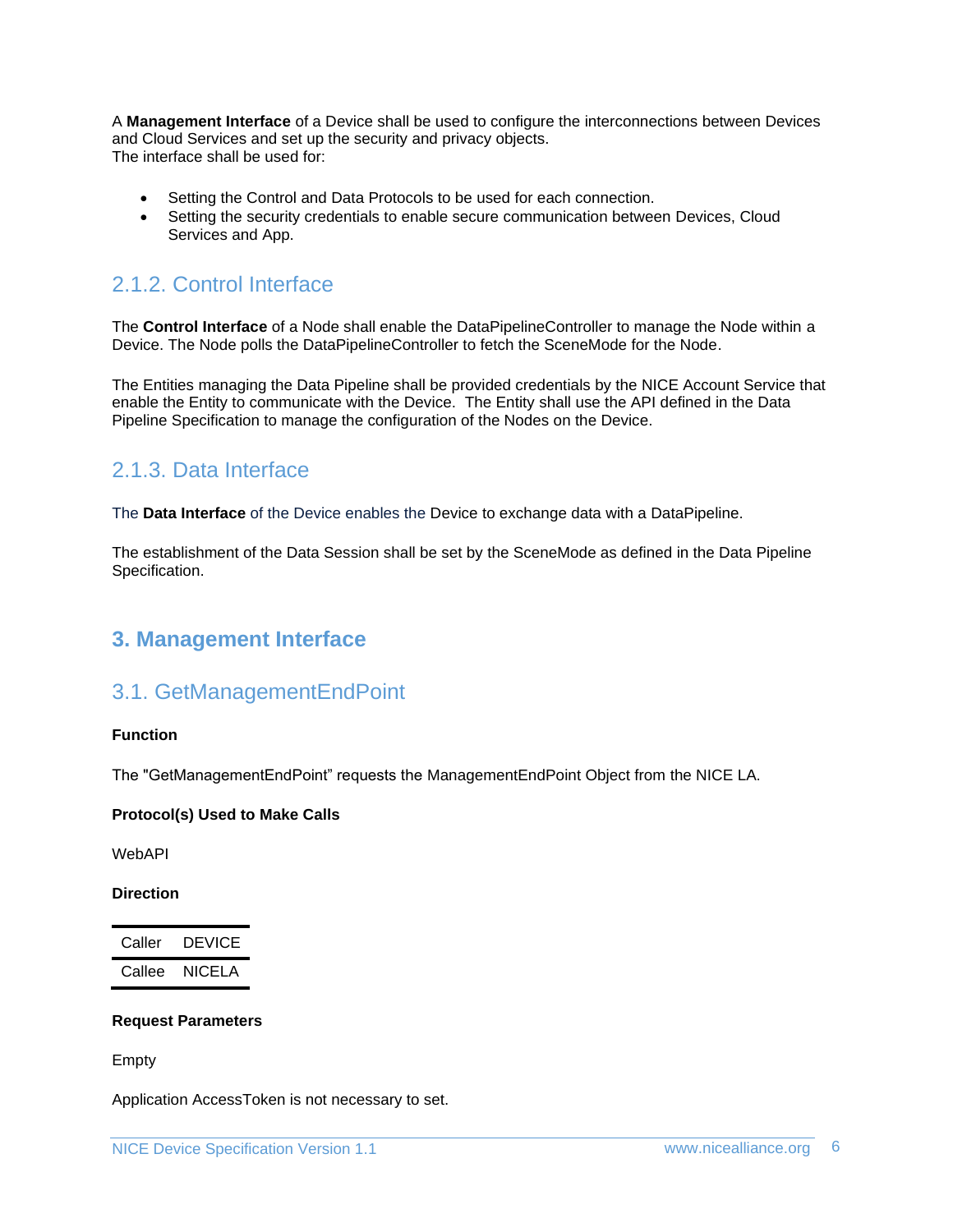A **Management Interface** of a Device shall be used to configure the interconnections between Devices and Cloud Services and set up the security and privacy objects.
The interface shall be used for:

- Setting the Control and Data Protocols to be used for each connection.
- Setting the security credentials to enable secure communication between Devices, Cloud Services and App.

### 2.1.2. Control Interface

The **Control Interface** of a Node shall enable the DataPipelineController to manage the Node within a Device. The Node polls the DataPipelineController to fetch the SceneMode for the Node.

The Entities managing the Data Pipeline shall be provided credentials by the NICE Account Service that enable the Entity to communicate with the Device. The Entity shall use the API defined in the Data Pipeline Specification to manage the configuration of the Nodes on the Device.

### 2.1.3. Data Interface

The **Data Interface** of the Device enables the Device to exchange data with a DataPipeline.

The establishment of the Data Session shall be set by the SceneMode as defined in the Data Pipeline Specification.

# 3. Management Interface

## 3.1. GetManagementEndPoint

**Function**

The "GetManagementEndPoint" requests the ManagementEndPoint Object from the NICE LA.

**Protocol(s) Used to Make Calls**

WebAPI

**Direction**

| Caller | DEVICE |
|---|---|
| Callee | NICELA |

**Request Parameters**

Empty

Application AccessToken is not necessary to set.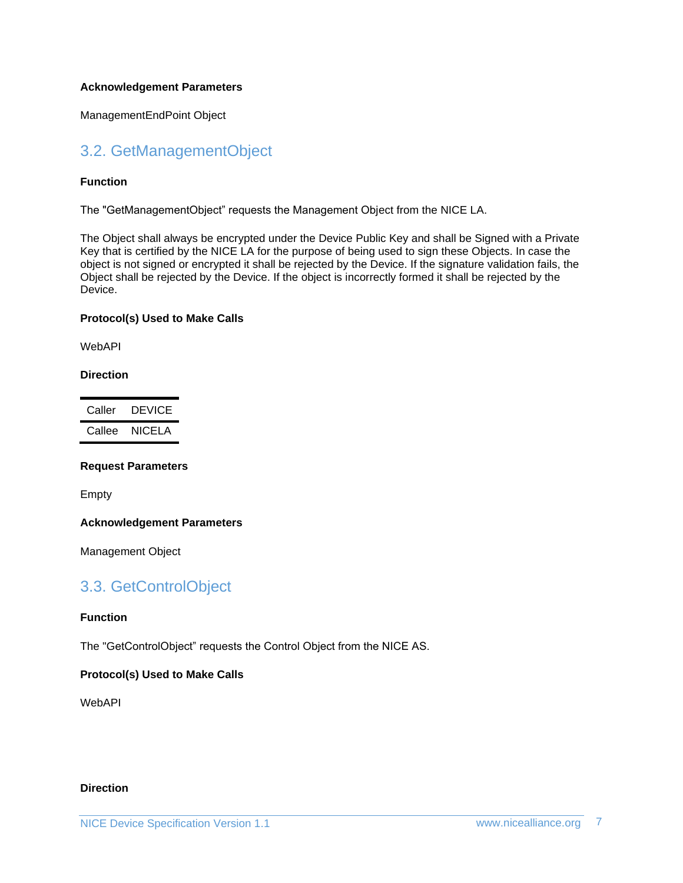**Acknowledgement Parameters**

ManagementEndPoint Object

## 3.2. GetManagementObject

**Function**

The "GetManagementObject" requests the Management Object from the NICE LA.

The Object shall always be encrypted under the Device Public Key and shall be Signed with a Private Key that is certified by the NICE LA for the purpose of being used to sign these Objects. In case the object is not signed or encrypted it shall be rejected by the Device. If the signature validation fails, the Object shall be rejected by the Device. If the object is incorrectly formed it shall be rejected by the Device.

**Protocol(s) Used to Make Calls**

WebAPI

**Direction**

| Caller | DEVICE |
| --- | --- |
| Callee | NICELA |

**Request Parameters**

Empty

**Acknowledgement Parameters**

Management Object

## 3.3. GetControlObject

**Function**

The "GetControlObject" requests the Control Object from the NICE AS.

**Protocol(s) Used to Make Calls**

WebAPI

**Direction**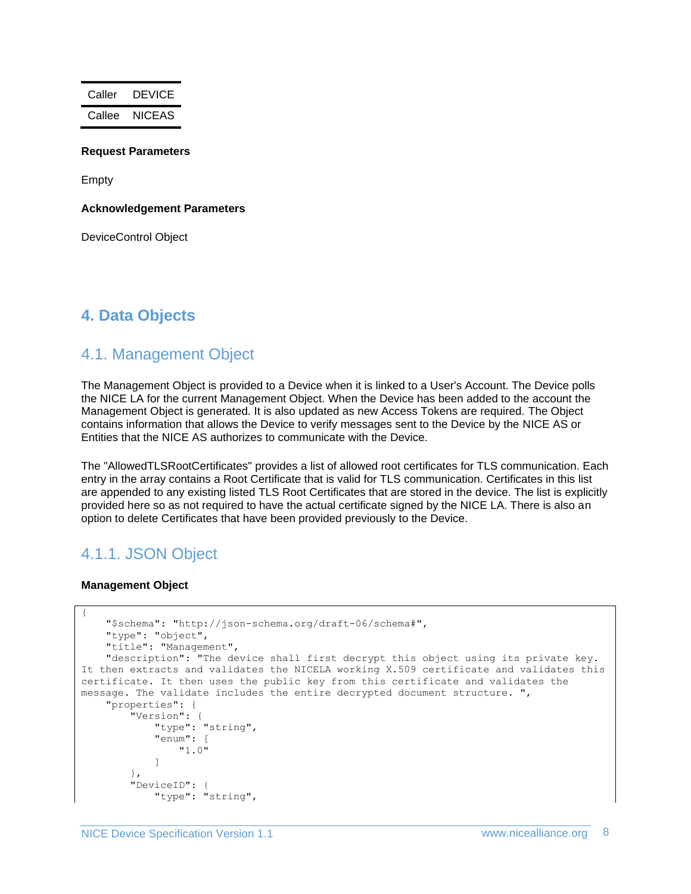| Caller | DEVICE |
|---|---|
| Callee | NICEAS |

**Request Parameters**

Empty

**Acknowledgement Parameters**

DeviceControl Object

# 4. Data Objects

## 4.1. Management Object

The Management Object is provided to a Device when it is linked to a User's Account. The Device polls the NICE LA for the current Management Object. When the Device has been added to the account the Management Object is generated. It is also updated as new Access Tokens are required. The Object contains information that allows the Device to verify messages sent to the Device by the NICE AS or Entities that the NICE AS authorizes to communicate with the Device.

The "AllowedTLSRootCertificates" provides a list of allowed root certificates for TLS communication. Each entry in the array contains a Root Certificate that is valid for TLS communication. Certificates in this list are appended to any existing listed TLS Root Certificates that are stored in the device. The list is explicitly provided here so as not required to have the actual certificate signed by the NICE LA. There is also an option to delete Certificates that have been provided previously to the Device.

### 4.1.1. JSON Object

**Management Object**

```
{
    "$schema": "http://json-schema.org/draft-06/schema#",
    "type": "object",
    "title": "Management",
    "description": "The device shall first decrypt this object using its private key.
It then extracts and validates the NICELA working X.509 certificate and validates this
certificate. It then uses the public key from this certificate and validates the
message. The validate includes the entire decrypted document structure. ",
    "properties": {
        "Version": {
            "type": "string",
            "enum": [
                "1.0"
            ]
        },
        "DeviceID": {
            "type": "string",
```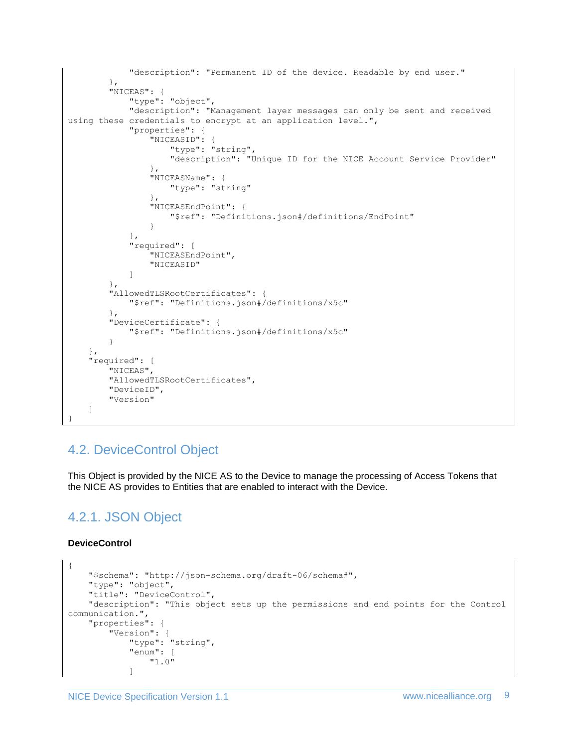```
            "description": "Permanent ID of the device. Readable by end user."
        },
        "NICEAS": {
            "type": "object",
            "description": "Management layer messages can only be sent and received
using these credentials to encrypt at an application level.",
            "properties": {
                "NICEASID": {
                    "type": "string",
                    "description": "Unique ID for the NICE Account Service Provider"
                },
                "NICEASName": {
                    "type": "string"
                },
                "NICEASEndPoint": {
                    "$ref": "Definitions.json#/definitions/EndPoint"
                }
            },
            "required": [
                "NICEASEndPoint",
                "NICEASID"
            ]
        },
        "AllowedTLSRootCertificates": {
            "$ref": "Definitions.json#/definitions/x5c"
        },
        "DeviceCertificate": {
            "$ref": "Definitions.json#/definitions/x5c"
        }
    },
    "required": [
        "NICEAS",
        "AllowedTLSRootCertificates",
        "DeviceID",
        "Version"
    ]
}
```

## 4.2. DeviceControl Object

This Object is provided by the NICE AS to the Device to manage the processing of Access Tokens that the NICE AS provides to Entities that are enabled to interact with the Device.

### 4.2.1. JSON Object

**DeviceControl**

```
{
    "$schema": "http://json-schema.org/draft-06/schema#",
    "type": "object",
    "title": "DeviceControl",
    "description": "This object sets up the permissions and end points for the Control
communication.",
    "properties": {
        "Version": {
            "type": "string",
            "enum": [
                "1.0"
            ]
```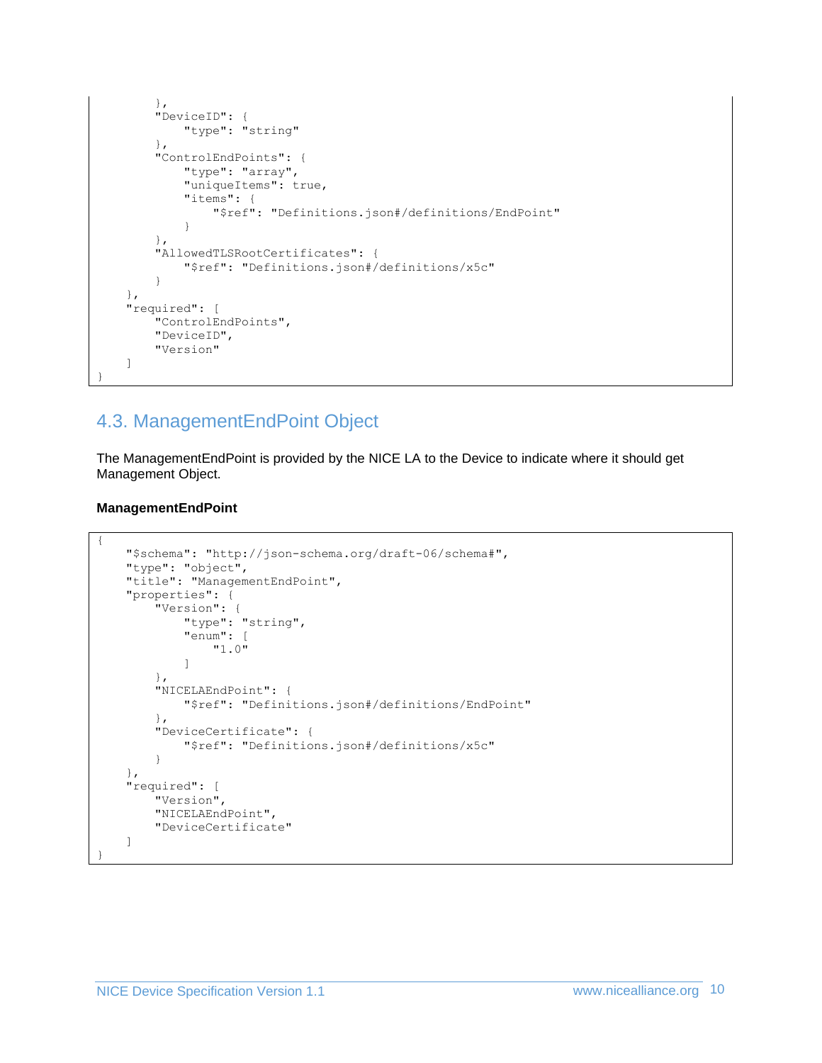```
        },
        "DeviceID": {
            "type": "string"
        },
        "ControlEndPoints": {
            "type": "array",
            "uniqueItems": true,
            "items": {
                "$ref": "Definitions.json#/definitions/EndPoint"
            }
        },
        "AllowedTLSRootCertificates": {
            "$ref": "Definitions.json#/definitions/x5c"
        }
    },
    "required": [
        "ControlEndPoints",
        "DeviceID",
        "Version"
    ]
}
```

## 4.3. ManagementEndPoint Object

The ManagementEndPoint is provided by the NICE LA to the Device to indicate where it should get Management Object.

**ManagementEndPoint**

```
{
    "$schema": "http://json-schema.org/draft-06/schema#",
    "type": "object",
    "title": "ManagementEndPoint",
    "properties": {
        "Version": {
            "type": "string",
            "enum": [
                "1.0"
            ]
        },
        "NICELAEndPoint": {
            "$ref": "Definitions.json#/definitions/EndPoint"
        },
        "DeviceCertificate": {
            "$ref": "Definitions.json#/definitions/x5c"
        }
    },
    "required": [
        "Version",
        "NICELAEndPoint",
        "DeviceCertificate"
    ]
}
```